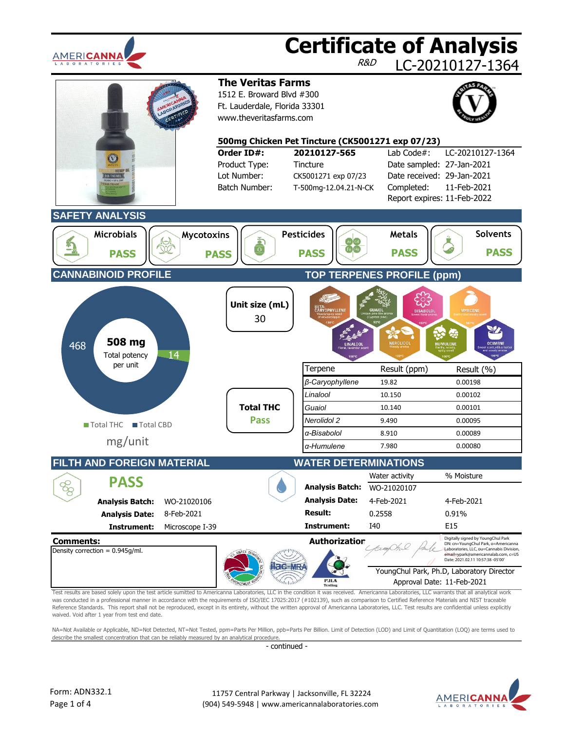# Certificate of Analysis

R&D LC-20210127-1364

## The Veritas Farms

1512 E. Broward Blvd #300
Ft. Lauderdale, Florida 33301
www.theveritasfarms.com

**500mg Chicken Pet Tincture (CK5001271 exp 07/23)**

| | | | |
|---|---|---|---|
| **Order ID#:** | **20210127-565** | Lab Code#: | LC-20210127-1364 |
| Product Type: | Tincture | Date sampled: | 27-Jan-2021 |
| Lot Number: | CK5001271 exp 07/23 | Date received: | 29-Jan-2021 |
| Batch Number: | T-500mg-12.04.21-N-CK | Completed: | 11-Feb-2021 |
| | | Report expires: | 11-Feb-2022 |

## SAFETY ANALYSIS

| Microbials | Mycotoxins | Pesticides | Metals | Solvents |
|---|---|---|---|---|
| PASS | PASS | PASS | PASS | PASS |

## CANNABINOID PROFILE

**508 mg** Total potency per unit

- Total THC: 14
- Total CBD: 468

mg/unit

**Unit size (mL)**: 30

**Total THC**: Pass

## TOP TERPENES PROFILE (ppm)

| Terpene | Result (ppm) | Result (%) |
|---|---|---|
| *β-Caryophyllene* | 19.82 | 0.00198 |
| *Linalool* | 10.150 | 0.00102 |
| *Guaiol* | 10.140 | 0.00101 |
| *Nerolidol 2* | 9.490 | 0.00095 |
| *α-Bisabolol* | 8.910 | 0.00089 |
| *α-Humulene* | 7.980 | 0.00080 |

## FILTH AND FOREIGN MATERIAL

**PASS**

| | |
|---|---|
| **Analysis Batch:** | WO-21020106 |
| **Analysis Date:** | 8-Feb-2021 |
| **Instrument:** | Microscope I-39 |

## WATER DETERMINATIONS

| | Water activity | % Moisture |
|---|---|---|
| **Analysis Batch:** | WO-21020107 | |
| **Analysis Date:** | 4-Feb-2021 | 4-Feb-2021 |
| **Result:** | 0.2558 | 0.91% |
| **Instrument:** | I40 | E15 |

**Comments:**

Density correction = 0.945g/ml.

**Authorization**

Digitally signed by YoungChul Park
DN: cn=YoungChul Park, o=Americanna Laboratories, LLC, ou=Cannabis Division, email=ypark@americannalab.com, c=US
Date: 2021.02.11 10:57:38 -05'00'

YoungChul Park, Ph.D, Laboratory Director
Approval Date: 11-Feb-2021

Test results are based solely upon the test article sumitted to Americanna Laboratories, LLC in the condition it was received. Americanna Laboratories, LLC warrants that all analytical work was conducted in a professional manner in accordance with the requirements of ISO/IEC 17025:2017 (#102139), such as comparison to Certified Reference Materials and NIST traceable Reference Standards. This report shall not be reproduced, except in its entirety, without the written approval of Americanna Laboratories, LLC. Test results are confidential unless explicitly waived. Void after 1 year from test end date.

NA=Not Available or Applicable, ND=Not Detected, NT=Not Tested, ppm=Parts Per Million, ppb=Parts Per Billion. Limit of Detection (LOD) and Limit of Quantitation (LOQ) are terms used to describe the smallest concentration that can be reliably measured by an analytical procedure.

- continued -

Form: ADN332.1

11757 Central Parkway | Jacksonville, FL 32224
(904) 549-5948 | www.americannalaboratories.com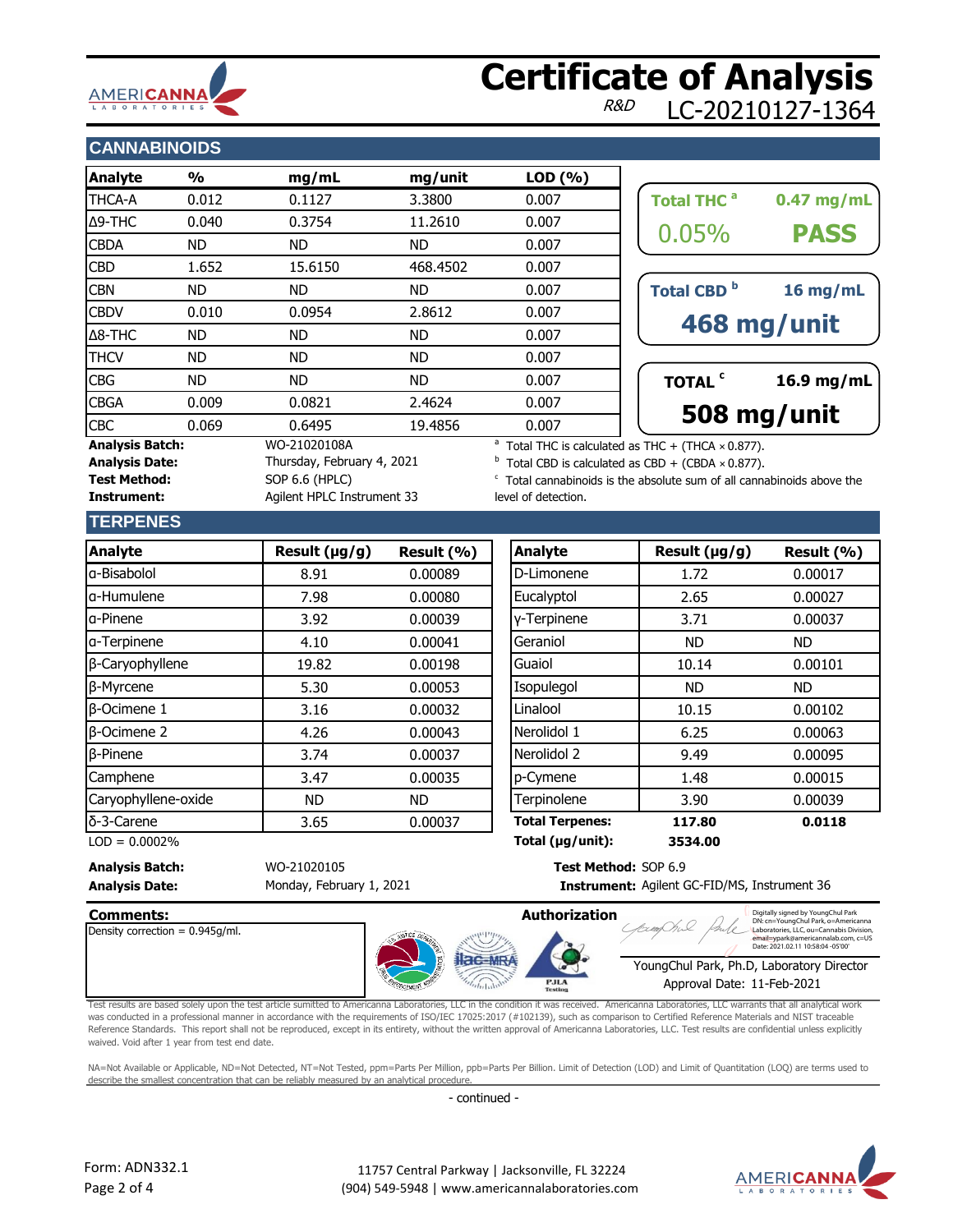# Certificate of Analysis

*R&D* LC-20210127-1364

## CANNABINOIDS

| Analyte | % | mg/mL | mg/unit | LOD (%) |
|---|---|---|---|---|
| THCA-A | 0.012 | 0.1127 | 3.3800 | 0.007 |
| Δ9-THC | 0.040 | 0.3754 | 11.2610 | 0.007 |
| CBDA | ND | ND | ND | 0.007 |
| CBD | 1.652 | 15.6150 | 468.4502 | 0.007 |
| CBN | ND | ND | ND | 0.007 |
| CBDV | 0.010 | 0.0954 | 2.8612 | 0.007 |
| Δ8-THC | ND | ND | ND | 0.007 |
| THCV | ND | ND | ND | 0.007 |
| CBG | ND | ND | ND | 0.007 |
| CBGA | 0.009 | 0.0821 | 2.4624 | 0.007 |
| CBC | 0.069 | 0.6495 | 19.4856 | 0.007 |

**Total THC [a]** 0.47 mg/mL
0.05% **PASS**

**Total CBD [b]** 16 mg/mL
**468 mg/unit**

**TOTAL [c]** 16.9 mg/mL
**508 mg/unit**

**Analysis Batch:** WO-21020108A
**Analysis Date:** Thursday, February 4, 2021
**Test Method:** SOP 6.6 (HPLC)
**Instrument:** Agilent HPLC Instrument 33

[a] Total THC is calculated as THC + (THCA × 0.877).
[b] Total CBD is calculated as CBD + (CBDA × 0.877).
[c] Total cannabinoids is the absolute sum of all cannabinoids above the level of detection.

## TERPENES

| Analyte | Result (µg/g) | Result (%) | Analyte | Result (µg/g) | Result (%) |
|---|---|---|---|---|---|
| α-Bisabolol | 8.91 | 0.00089 | D-Limonene | 1.72 | 0.00017 |
| α-Humulene | 7.98 | 0.00080 | Eucalyptol | 2.65 | 0.00027 |
| α-Pinene | 3.92 | 0.00039 | γ-Terpinene | 3.71 | 0.00037 |
| α-Terpinene | 4.10 | 0.00041 | Geraniol | ND | ND |
| β-Caryophyllene | 19.82 | 0.00198 | Guaiol | 10.14 | 0.00101 |
| β-Myrcene | 5.30 | 0.00053 | Isopulegol | ND | ND |
| β-Ocimene 1 | 3.16 | 0.00032 | Linalool | 10.15 | 0.00102 |
| β-Ocimene 2 | 4.26 | 0.00043 | Nerolidol 1 | 6.25 | 0.00063 |
| β-Pinene | 3.74 | 0.00037 | Nerolidol 2 | 9.49 | 0.00095 |
| Camphene | 3.47 | 0.00035 | p-Cymene | 1.48 | 0.00015 |
| Caryophyllene-oxide | ND | ND | Terpinolene | 3.90 | 0.00039 |
| δ-3-Carene | 3.65 | 0.00037 | **Total Terpenes:** | **117.80** | **0.0118** |
| | | | **Total (µg/unit):** | **3534.00** | |

LOD = 0.0002%

**Analysis Batch:** WO-21020105
**Analysis Date:** Monday, February 1, 2021
**Test Method:** SOP 6.9
**Instrument:** Agilent GC-FID/MS, Instrument 36

**Comments:**
Density correction = 0.945g/ml.

**Authorization**

Digitally signed by YoungChul Park DN: cn=YoungChul Park, o=Americanna Laboratories, LLC, ou=Cannabis Division, email=ypark@americannalab.com, c=US Date: 2021.02.11 10:58:04 -05'00'

YoungChul Park, Ph.D, Laboratory Director
Approval Date: 11-Feb-2021

Test results are based solely upon the test article sumitted to Americanna Laboratories, LLC in the condition it was received. Americanna Laboratories, LLC warrants that all analytical work was conducted in a professional manner in accordance with the requirements of ISO/IEC 17025:2017 (#102139), such as comparison to Certified Reference Materials and NIST traceable Reference Standards. This report shall not be reproduced, except in its entirety, without the written approval of Americanna Laboratories, LLC. Test results are confidential unless explicitly waived. Void after 1 year from test end date.

NA=Not Available or Applicable, ND=Not Detected, NT=Not Tested, ppm=Parts Per Million, ppb=Parts Per Billion. Limit of Detection (LOD) and Limit of Quantitation (LOQ) are terms used to describe the smallest concentration that can be reliably measured by an analytical procedure.

- continued -

Form: ADN332.1

11757 Central Parkway | Jacksonville, FL 32224
(904) 549-5948 | www.americannalaboratories.com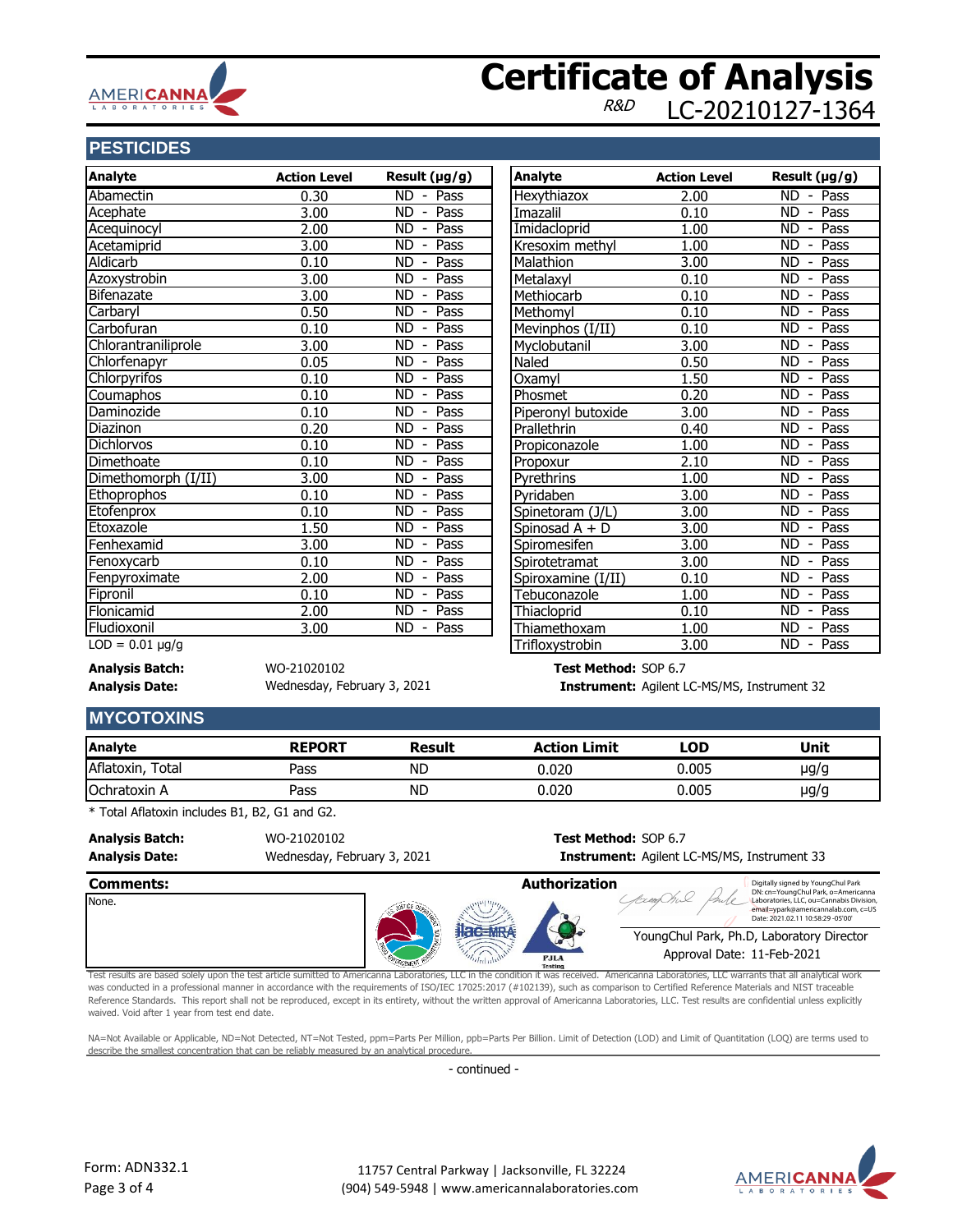# Certificate of Analysis

*R&D* LC-20210127-1364

## PESTICIDES

| Analyte | Action Level | Result (µg/g) |
|---|---|---|
| Abamectin | 0.30 | ND - Pass |
| Acephate | 3.00 | ND - Pass |
| Acequinocyl | 2.00 | ND - Pass |
| Acetamiprid | 3.00 | ND - Pass |
| Aldicarb | 0.10 | ND - Pass |
| Azoxystrobin | 3.00 | ND - Pass |
| Bifenazate | 3.00 | ND - Pass |
| Carbaryl | 0.50 | ND - Pass |
| Carbofuran | 0.10 | ND - Pass |
| Chlorantraniliprole | 3.00 | ND - Pass |
| Chlorfenapyr | 0.05 | ND - Pass |
| Chlorpyrifos | 0.10 | ND - Pass |
| Coumaphos | 0.10 | ND - Pass |
| Daminozide | 0.10 | ND - Pass |
| Diazinon | 0.20 | ND - Pass |
| Dichlorvos | 0.10 | ND - Pass |
| Dimethoate | 0.10 | ND - Pass |
| Dimethomorph (I/II) | 3.00 | ND - Pass |
| Ethoprophos | 0.10 | ND - Pass |
| Etofenprox | 0.10 | ND - Pass |
| Etoxazole | 1.50 | ND - Pass |
| Fenhexamid | 3.00 | ND - Pass |
| Fenoxycarb | 0.10 | ND - Pass |
| Fenpyroximate | 2.00 | ND - Pass |
| Fipronil | 0.10 | ND - Pass |
| Flonicamid | 2.00 | ND - Pass |
| Fludioxonil | 3.00 | ND - Pass |

| Analyte | Action Level | Result (µg/g) |
|---|---|---|
| Hexythiazox | 2.00 | ND - Pass |
| Imazalil | 0.10 | ND - Pass |
| Imidacloprid | 1.00 | ND - Pass |
| Kresoxim methyl | 1.00 | ND - Pass |
| Malathion | 3.00 | ND - Pass |
| Metalaxyl | 0.10 | ND - Pass |
| Methiocarb | 0.10 | ND - Pass |
| Methomyl | 0.10 | ND - Pass |
| Mevinphos (I/II) | 0.10 | ND - Pass |
| Myclobutanil | 3.00 | ND - Pass |
| Naled | 0.50 | ND - Pass |
| Oxamyl | 1.50 | ND - Pass |
| Phosmet | 0.20 | ND - Pass |
| Piperonyl butoxide | 3.00 | ND - Pass |
| Prallethrin | 0.40 | ND - Pass |
| Propiconazole | 1.00 | ND - Pass |
| Propoxur | 2.10 | ND - Pass |
| Pyrethrins | 1.00 | ND - Pass |
| Pyridaben | 3.00 | ND - Pass |
| Spinetoram (J/L) | 3.00 | ND - Pass |
| Spinosad A + D | 3.00 | ND - Pass |
| Spiromesifen | 3.00 | ND - Pass |
| Spirotetramat | 3.00 | ND - Pass |
| Spiroxamine (I/II) | 0.10 | ND - Pass |
| Tebuconazole | 1.00 | ND - Pass |
| Thiacloprid | 0.10 | ND - Pass |
| Thiamethoxam | 1.00 | ND - Pass |
| Trifloxystrobin | 3.00 | ND - Pass |

LOD = 0.01 µg/g

**Analysis Batch:** WO-21020102
**Analysis Date:** Wednesday, February 3, 2021
**Test Method:** SOP 6.7
**Instrument:** Agilent LC-MS/MS, Instrument 32

## MYCOTOXINS

| Analyte | REPORT | Result | Action Limit | LOD | Unit |
|---|---|---|---|---|---|
| Aflatoxin, Total | Pass | ND | 0.020 | 0.005 | µg/g |
| Ochratoxin A | Pass | ND | 0.020 | 0.005 | µg/g |

\* Total Aflatoxin includes B1, B2, G1 and G2.

**Analysis Batch:** WO-21020102
**Analysis Date:** Wednesday, February 3, 2021
**Test Method:** SOP 6.7
**Instrument:** Agilent LC-MS/MS, Instrument 33

**Comments:**

None.

**Authorization**

Digitally signed by YoungChul Park
DN: cn=YoungChul Park, o=Americanna Laboratories, LLC, ou=Cannabis Division, email=ypark@americannalab.com, c=US
Date: 2021.02.11 10:58:29 -05'00'

YoungChul Park, Ph.D, Laboratory Director
Approval Date: 11-Feb-2021

Test results are based solely upon the test article sumitted to Americanna Laboratories, LLC in the condition it was received. Americanna Laboratories, LLC warrants that all analytical work was conducted in a professional manner in accordance with the requirements of ISO/IEC 17025:2017 (#102139), such as comparison to Certified Reference Materials and NIST traceable Reference Standards. This report shall not be reproduced, except in its entirety, without the written approval of Americanna Laboratories, LLC. Test results are confidential unless explicitly waived. Void after 1 year from test end date.

NA=Not Available or Applicable, ND=Not Detected, NT=Not Tested, ppm=Parts Per Million, ppb=Parts Per Billion. Limit of Detection (LOD) and Limit of Quantitation (LOQ) are terms used to describe the smallest concentration that can be reliably measured by an analytical procedure.

- continued -

Form: ADN332.1

11757 Central Parkway | Jacksonville, FL 32224
(904) 549-5948 | www.americannalaboratories.com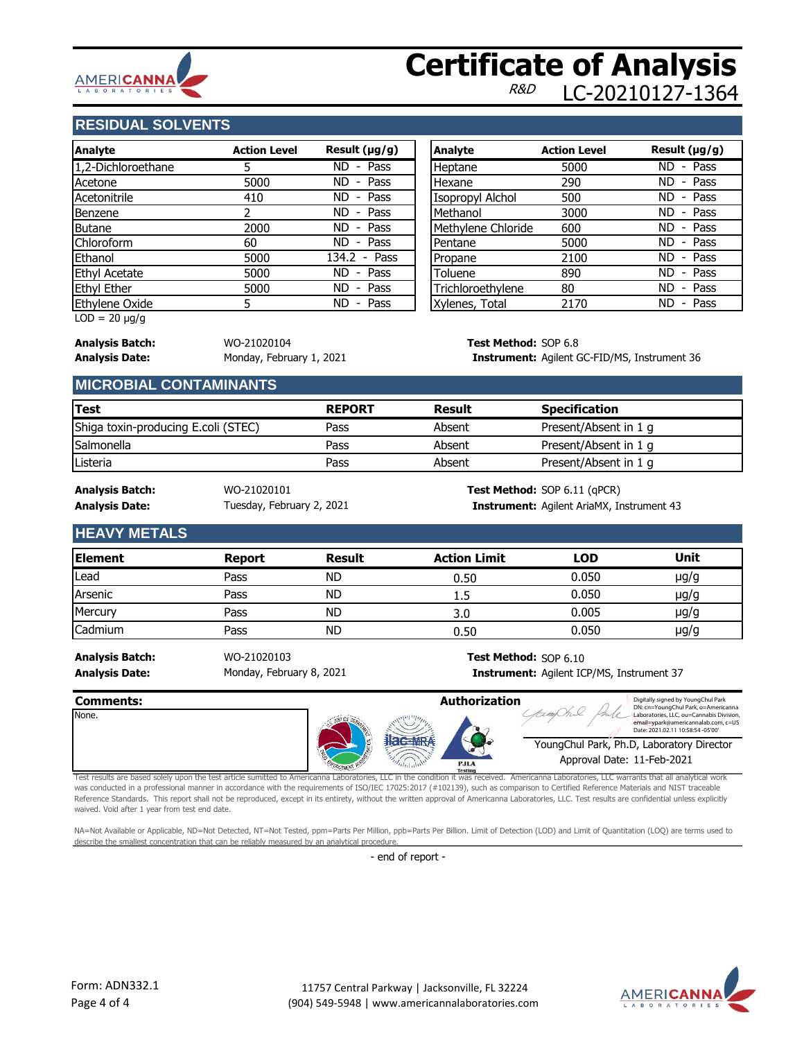# Certificate of Analysis

*R&D* LC-20210127-1364

## RESIDUAL SOLVENTS

| Analyte | Action Level | Result (µg/g) |
|---|---|---|
| 1,2-Dichloroethane | 5 | ND - Pass |
| Acetone | 5000 | ND - Pass |
| Acetonitrile | 410 | ND - Pass |
| Benzene | 2 | ND - Pass |
| Butane | 2000 | ND - Pass |
| Chloroform | 60 | ND - Pass |
| Ethanol | 5000 | 134.2 - Pass |
| Ethyl Acetate | 5000 | ND - Pass |
| Ethyl Ether | 5000 | ND - Pass |
| Ethylene Oxide | 5 | ND - Pass |
| Heptane | 5000 | ND - Pass |
| Hexane | 290 | ND - Pass |
| Isopropyl Alchol | 500 | ND - Pass |
| Methanol | 3000 | ND - Pass |
| Methylene Chloride | 600 | ND - Pass |
| Pentane | 5000 | ND - Pass |
| Propane | 2100 | ND - Pass |
| Toluene | 890 | ND - Pass |
| Trichloroethylene | 80 | ND - Pass |
| Xylenes, Total | 2170 | ND - Pass |

LOD = 20 µg/g

**Analysis Batch:** WO-21020104
**Analysis Date:** Monday, February 1, 2021
**Test Method:** SOP 6.8
**Instrument:** Agilent GC-FID/MS, Instrument 36

## MICROBIAL CONTAMINANTS

| Test | REPORT | Result | Specification |
|---|---|---|---|
| Shiga toxin-producing E.coli (STEC) | Pass | Absent | Present/Absent in 1 g |
| Salmonella | Pass | Absent | Present/Absent in 1 g |
| Listeria | Pass | Absent | Present/Absent in 1 g |

**Analysis Batch:** WO-21020101
**Analysis Date:** Tuesday, February 2, 2021
**Test Method:** SOP 6.11 (qPCR)
**Instrument:** Agilent AriaMX, Instrument 43

## HEAVY METALS

| Element | Report | Result | Action Limit | LOD | Unit |
|---|---|---|---|---|---|
| Lead | Pass | ND | 0.50 | 0.050 | µg/g |
| Arsenic | Pass | ND | 1.5 | 0.050 | µg/g |
| Mercury | Pass | ND | 3.0 | 0.005 | µg/g |
| Cadmium | Pass | ND | 0.50 | 0.050 | µg/g |

**Analysis Batch:** WO-21020103
**Analysis Date:** Monday, February 8, 2021
**Test Method:** SOP 6.10
**Instrument:** Agilent ICP/MS, Instrument 37

**Comments:**

None.

**Authorization**

Digitally signed by YoungChul Park
DN: cn=YoungChul Park, o=Americanna Laboratories, LLC, ou=Cannabis Division, email=ypark@americannalab.com, c=US
Date: 2021.02.11 10:58:54 -05'00'

YoungChul Park, Ph.D, Laboratory Director
Approval Date: 11-Feb-2021

Test results are based solely upon the test article sumitted to Americanna Laboratories, LLC in the condition it was received. Americanna Laboratories, LLC warrants that all analytical work was conducted in a professional manner in accordance with the requirements of ISO/IEC 17025:2017 (#102139), such as comparison to Certified Reference Materials and NIST traceable Reference Standards. This report shall not be reproduced, except in its entirety, without the written approval of Americanna Laboratories, LLC. Test results are confidential unless explicitly waived. Void after 1 year from test end date.

NA=Not Available or Applicable, ND=Not Detected, NT=Not Tested, ppm=Parts Per Million, ppb=Parts Per Billion. Limit of Detection (LOD) and Limit of Quantitation (LOQ) are terms used to describe the smallest concentration that can be reliably measured by an analytical procedure.

- end of report -

Form: ADN332.1

11757 Central Parkway | Jacksonville, FL 32224
(904) 549-5948 | www.americannalaboratories.com